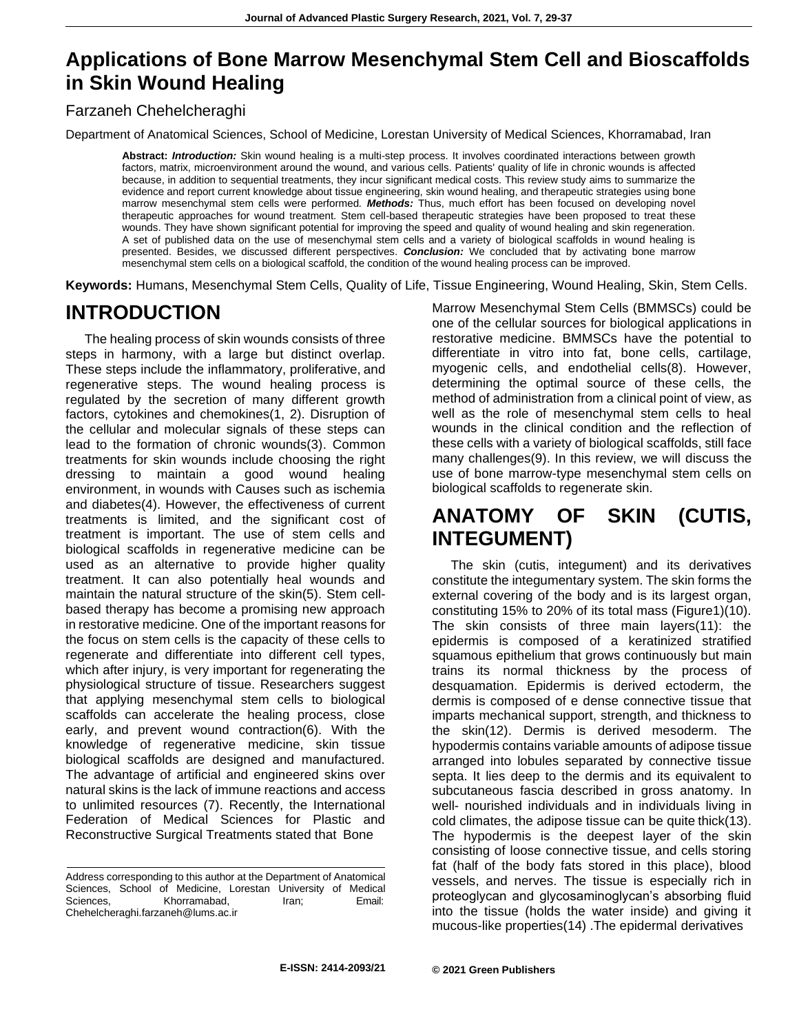# Applications of Bone Marrow Mesenchymal Stem Cell and Bioscaffolds in Skin Wound Healing

Farzaneh Chehelcheraghi

Department of Anatomical Sciences, School of Medicine, Lorestan University of Medical Sciences, Khorramabad, Iran

**Abstract:** ***Introduction:*** Skin wound healing is a multi-step process. It involves coordinated interactions between growth factors, matrix, microenvironment around the wound, and various cells. Patients' quality of life in chronic wounds is affected because, in addition to sequential treatments, they incur significant medical costs. This review study aims to summarize the evidence and report current knowledge about tissue engineering, skin wound healing, and therapeutic strategies using bone marrow mesenchymal stem cells were performed. ***Methods:*** Thus, much effort has been focused on developing novel therapeutic approaches for wound treatment. Stem cell-based therapeutic strategies have been proposed to treat these wounds. They have shown significant potential for improving the speed and quality of wound healing and skin regeneration. A set of published data on the use of mesenchymal stem cells and a variety of biological scaffolds in wound healing is presented. Besides, we discussed different perspectives. ***Conclusion:*** We concluded that by activating bone marrow mesenchymal stem cells on a biological scaffold, the condition of the wound healing process can be improved.

**Keywords:** Humans, Mesenchymal Stem Cells, Quality of Life, Tissue Engineering, Wound Healing, Skin, Stem Cells.

## INTRODUCTION

The healing process of skin wounds consists of three steps in harmony, with a large but distinct overlap. These steps include the inflammatory, proliferative, and regenerative steps. The wound healing process is regulated by the secretion of many different growth factors, cytokines and chemokines(1, 2). Disruption of the cellular and molecular signals of these steps can lead to the formation of chronic wounds(3). Common treatments for skin wounds include choosing the right dressing to maintain a good wound healing environment, in wounds with Causes such as ischemia and diabetes(4). However, the effectiveness of current treatments is limited, and the significant cost of treatment is important. The use of stem cells and biological scaffolds in regenerative medicine can be used as an alternative to provide higher quality treatment. It can also potentially heal wounds and maintain the natural structure of the skin(5). Stem cell-based therapy has become a promising new approach in restorative medicine. One of the important reasons for the focus on stem cells is the capacity of these cells to regenerate and differentiate into different cell types, which after injury, is very important for regenerating the physiological structure of tissue. Researchers suggest that applying mesenchymal stem cells to biological scaffolds can accelerate the healing process, close early, and prevent wound contraction(6). With the knowledge of regenerative medicine, skin tissue biological scaffolds are designed and manufactured. The advantage of artificial and engineered skins over natural skins is the lack of immune reactions and access to unlimited resources (7). Recently, the International Federation of Medical Sciences for Plastic and Reconstructive Surgical Treatments stated that Bone Marrow Mesenchymal Stem Cells (BMMSCs) could be one of the cellular sources for biological applications in restorative medicine. BMMSCs have the potential to differentiate in vitro into fat, bone cells, cartilage, myogenic cells, and endothelial cells(8). However, determining the optimal source of these cells, the method of administration from a clinical point of view, as well as the role of mesenchymal stem cells to heal wounds in the clinical condition and the reflection of these cells with a variety of biological scaffolds, still face many challenges(9). In this review, we will discuss the use of bone marrow-type mesenchymal stem cells on biological scaffolds to regenerate skin.

Address corresponding to this author at the Department of Anatomical Sciences, School of Medicine, Lorestan University of Medical Sciences, Khorramabad, Iran; Email: Chehelcheraghi.farzaneh@lums.ac.ir

## ANATOMY OF SKIN (CUTIS, INTEGUMENT)

The skin (cutis, integument) and its derivatives constitute the integumentary system. The skin forms the external covering of the body and is its largest organ, constituting 15% to 20% of its total mass (Figure1)(10). The skin consists of three main layers(11): the epidermis is composed of a keratinized stratified squamous epithelium that grows continuously but main trains its normal thickness by the process of desquamation. Epidermis is derived ectoderm, the dermis is composed of e dense connective tissue that imparts mechanical support, strength, and thickness to the skin(12). Dermis is derived mesoderm. The hypodermis contains variable amounts of adipose tissue arranged into lobules separated by connective tissue septa. It lies deep to the dermis and its equivalent to subcutaneous fascia described in gross anatomy. In well- nourished individuals and in individuals living in cold climates, the adipose tissue can be quite thick(13). The hypodermis is the deepest layer of the skin consisting of loose connective tissue, and cells storing fat (half of the body fats stored in this place), blood vessels, and nerves. The tissue is especially rich in proteoglycan and glycosaminoglycan's absorbing fluid into the tissue (holds the water inside) and giving it mucous-like properties(14) .The epidermal derivatives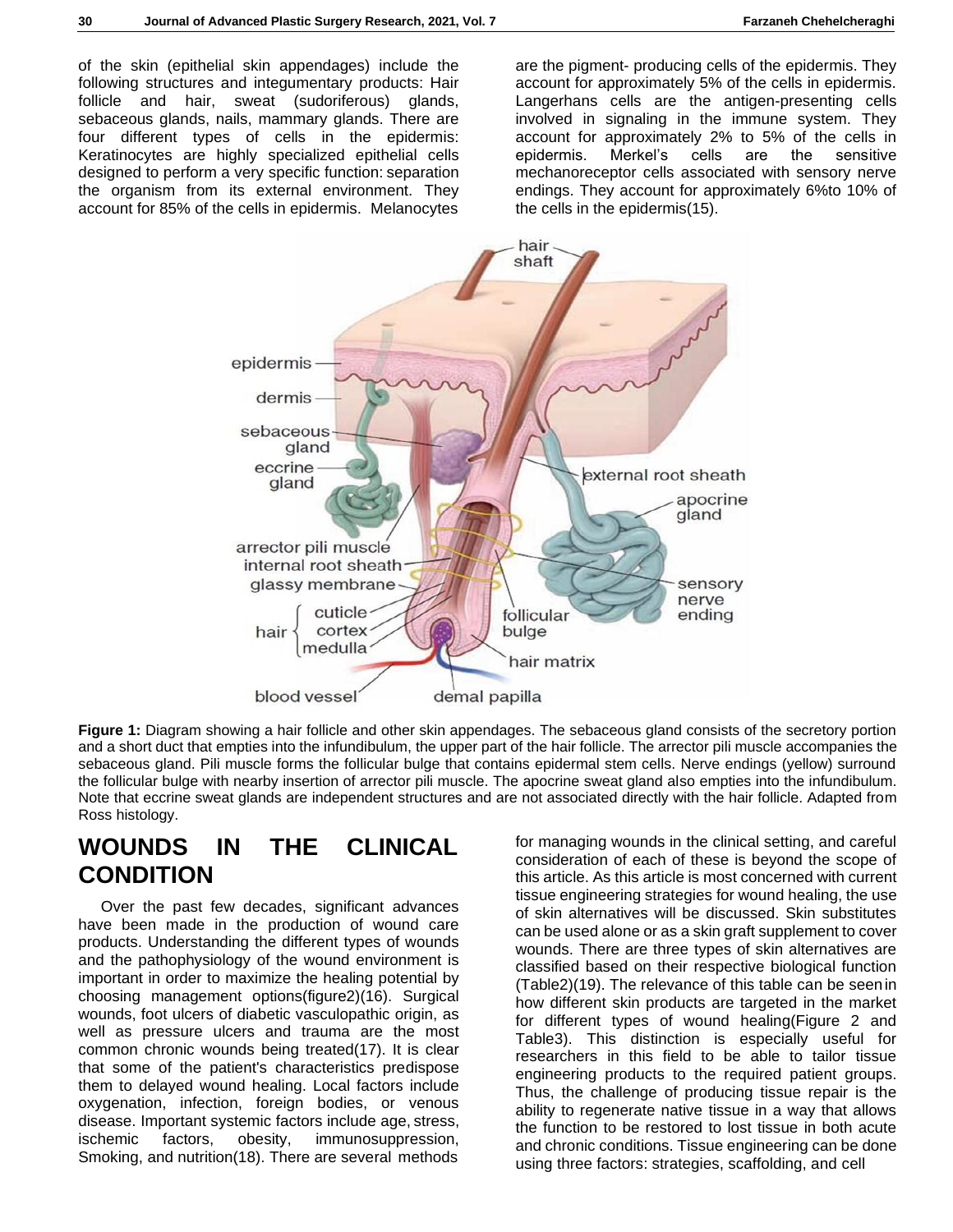of the skin (epithelial skin appendages) include the following structures and integumentary products: Hair follicle and hair, sweat (sudoriferous) glands, sebaceous glands, nails, mammary glands. There are four different types of cells in the epidermis: Keratinocytes are highly specialized epithelial cells designed to perform a very specific function: separation the organism from its external environment. They account for 85% of the cells in epidermis. Melanocytes are the pigment- producing cells of the epidermis. They account for approximately 5% of the cells in epidermis. Langerhans cells are the antigen-presenting cells involved in signaling in the immune system. They account for approximately 2% to 5% of the cells in epidermis. Merkel's cells are the sensitive mechanoreceptor cells associated with sensory nerve endings. They account for approximately 6%to 10% of the cells in the epidermis(15).

**Figure 1:** Diagram showing a hair follicle and other skin appendages. The sebaceous gland consists of the secretory portion and a short duct that empties into the infundibulum, the upper part of the hair follicle. The arrector pili muscle accompanies the sebaceous gland. Pili muscle forms the follicular bulge that contains epidermal stem cells. Nerve endings (yellow) surround the follicular bulge with nearby insertion of arrector pili muscle. The apocrine sweat gland also empties into the infundibulum. Note that eccrine sweat glands are independent structures and are not associated directly with the hair follicle. Adapted from Ross histology.

## WOUNDS IN THE CLINICAL CONDITION

Over the past few decades, significant advances have been made in the production of wound care products. Understanding the different types of wounds and the pathophysiology of the wound environment is important in order to maximize the healing potential by choosing management options(figure2)(16). Surgical wounds, foot ulcers of diabetic vasculopathic origin, as well as pressure ulcers and trauma are the most common chronic wounds being treated(17). It is clear that some of the patient's characteristics predispose them to delayed wound healing. Local factors include oxygenation, infection, foreign bodies, or venous disease. Important systemic factors include age, stress, ischemic factors, obesity, immunosuppression, Smoking, and nutrition(18). There are several methods for managing wounds in the clinical setting, and careful consideration of each of these is beyond the scope of this article. As this article is most concerned with current tissue engineering strategies for wound healing, the use of skin alternatives will be discussed. Skin substitutes can be used alone or as a skin graft supplement to cover wounds. There are three types of skin alternatives are classified based on their respective biological function (Table2)(19). The relevance of this table can be seen in how different skin products are targeted in the market for different types of wound healing(Figure 2 and Table3). This distinction is especially useful for researchers in this field to be able to tailor tissue engineering products to the required patient groups. Thus, the challenge of producing tissue repair is the ability to regenerate native tissue in a way that allows the function to be restored to lost tissue in both acute and chronic conditions. Tissue engineering can be done using three factors: strategies, scaffolding, and cell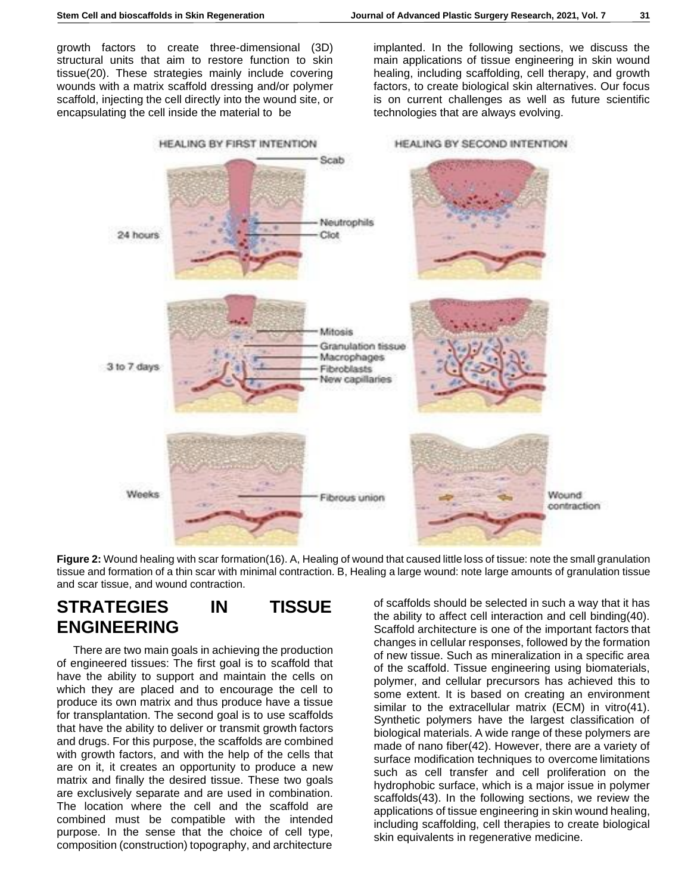growth factors to create three-dimensional (3D) structural units that aim to restore function to skin tissue(20). These strategies mainly include covering wounds with a matrix scaffold dressing and/or polymer scaffold, injecting the cell directly into the wound site, or encapsulating the cell inside the material to be implanted. In the following sections, we discuss the main applications of tissue engineering in skin wound healing, including scaffolding, cell therapy, and growth factors, to create biological skin alternatives. Our focus is on current challenges as well as future scientific technologies that are always evolving.

**Figure 2:** Wound healing with scar formation(16). A, Healing of wound that caused little loss of tissue: note the small granulation tissue and formation of a thin scar with minimal contraction. B, Healing a large wound: note large amounts of granulation tissue and scar tissue, and wound contraction.

## STRATEGIES IN TISSUE ENGINEERING

There are two main goals in achieving the production of engineered tissues: The first goal is to scaffold that have the ability to support and maintain the cells on which they are placed and to encourage the cell to produce its own matrix and thus produce have a tissue for transplantation. The second goal is to use scaffolds that have the ability to deliver or transmit growth factors and drugs. For this purpose, the scaffolds are combined with growth factors, and with the help of the cells that are on it, it creates an opportunity to produce a new matrix and finally the desired tissue. These two goals are exclusively separate and are used in combination. The location where the cell and the scaffold are combined must be compatible with the intended purpose. In the sense that the choice of cell type, composition (construction) topography, and architecture of scaffolds should be selected in such a way that it has the ability to affect cell interaction and cell binding(40). Scaffold architecture is one of the important factors that changes in cellular responses, followed by the formation of new tissue. Such as mineralization in a specific area of the scaffold. Tissue engineering using biomaterials, polymer, and cellular precursors has achieved this to some extent. It is based on creating an environment similar to the extracellular matrix (ECM) in vitro(41). Synthetic polymers have the largest classification of biological materials. A wide range of these polymers are made of nano fiber(42). However, there are a variety of surface modification techniques to overcome limitations such as cell transfer and cell proliferation on the hydrophobic surface, which is a major issue in polymer scaffolds(43). In the following sections, we review the applications of tissue engineering in skin wound healing, including scaffolding, cell therapies to create biological skin equivalents in regenerative medicine.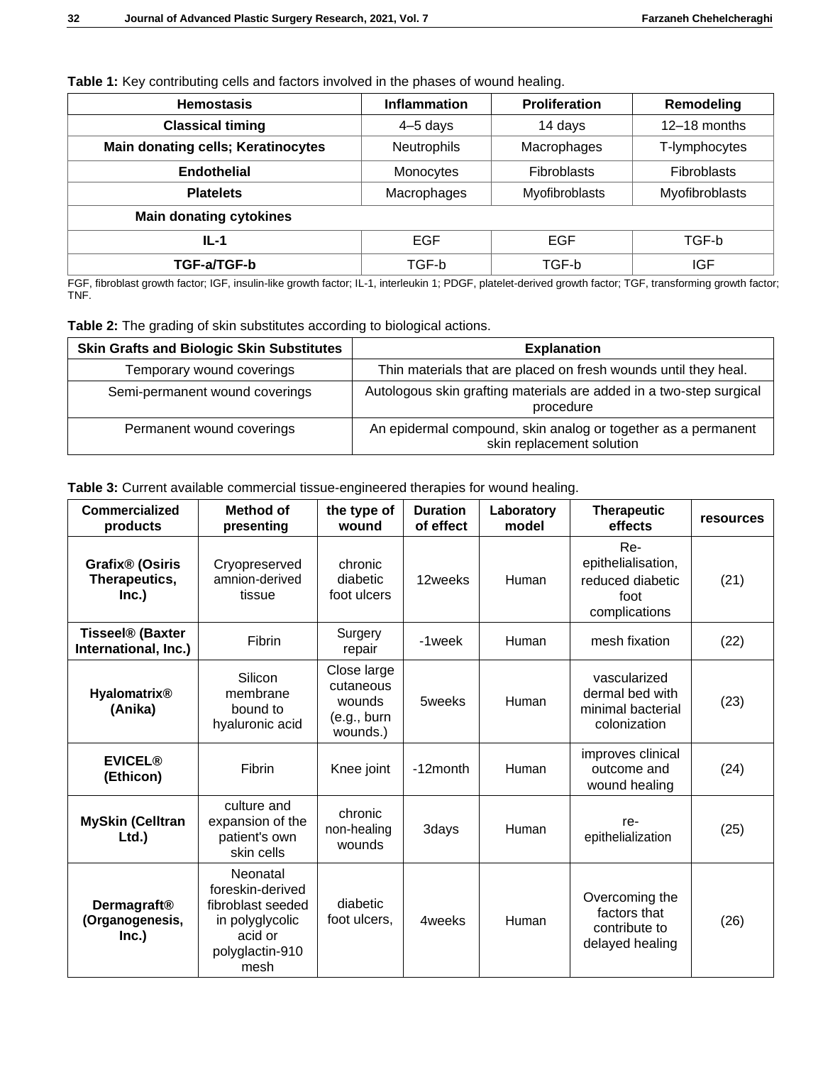**Table 1:** Key contributing cells and factors involved in the phases of wound healing.

| Hemostasis | Inflammation | Proliferation | Remodeling |
|---|---|---|---|
| **Classical timing** | 4–5 days | 14 days | 12–18 months |
| **Main donating cells; Keratinocytes** | Neutrophils | Macrophages | T-lymphocytes |
| **Endothelial** | Monocytes | Fibroblasts | Fibroblasts |
| **Platelets** | Macrophages | Myofibroblasts | Myofibroblasts |
| **Main donating cytokines** | | | |
| **IL-1** | EGF | EGF | TGF-b |
| **TGF-a/TGF-b** | TGF-b | TGF-b | IGF |

FGF, fibroblast growth factor; IGF, insulin-like growth factor; IL-1, interleukin 1; PDGF, platelet-derived growth factor; TGF, transforming growth factor; TNF.

**Table 2:** The grading of skin substitutes according to biological actions.

| Skin Grafts and Biologic Skin Substitutes | Explanation |
|---|---|
| Temporary wound coverings | Thin materials that are placed on fresh wounds until they heal. |
| Semi-permanent wound coverings | Autologous skin grafting materials are added in a two-step surgical procedure |
| Permanent wound coverings | An epidermal compound, skin analog or together as a permanent skin replacement solution |

**Table 3:** Current available commercial tissue-engineered therapies for wound healing.

| Commercialized products | Method of presenting | the type of wound | Duration of effect | Laboratory model | Therapeutic effects | resources |
|---|---|---|---|---|---|---|
| **Grafix® (Osiris Therapeutics, Inc.)** | Cryopreserved amnion-derived tissue | chronic diabetic foot ulcers | 12weeks | Human | Re-epithelialisation, reduced diabetic foot complications | (21) |
| **Tisseel® (Baxter International, Inc.)** | Fibrin | Surgery repair | -1week | Human | mesh fixation | (22) |
| **Hyalomatrix® (Anika)** | Silicon membrane bound to hyaluronic acid | Close large cutaneous wounds (e.g., burn wounds.) | 5weeks | Human | vascularized dermal bed with minimal bacterial colonization | (23) |
| **EVICEL® (Ethicon)** | Fibrin | Knee joint | -12month | Human | improves clinical outcome and wound healing | (24) |
| **MySkin (Celltran Ltd.)** | culture and expansion of the patient's own skin cells | chronic non-healing wounds | 3days | Human | re-epithelialization | (25) |
| **Dermagraft® (Organogenesis, Inc.)** | Neonatal foreskin-derived fibroblast seeded in polyglycolic acid or polyglactin-910 mesh | diabetic foot ulcers, | 4weeks | Human | Overcoming the factors that contribute to delayed healing | (26) |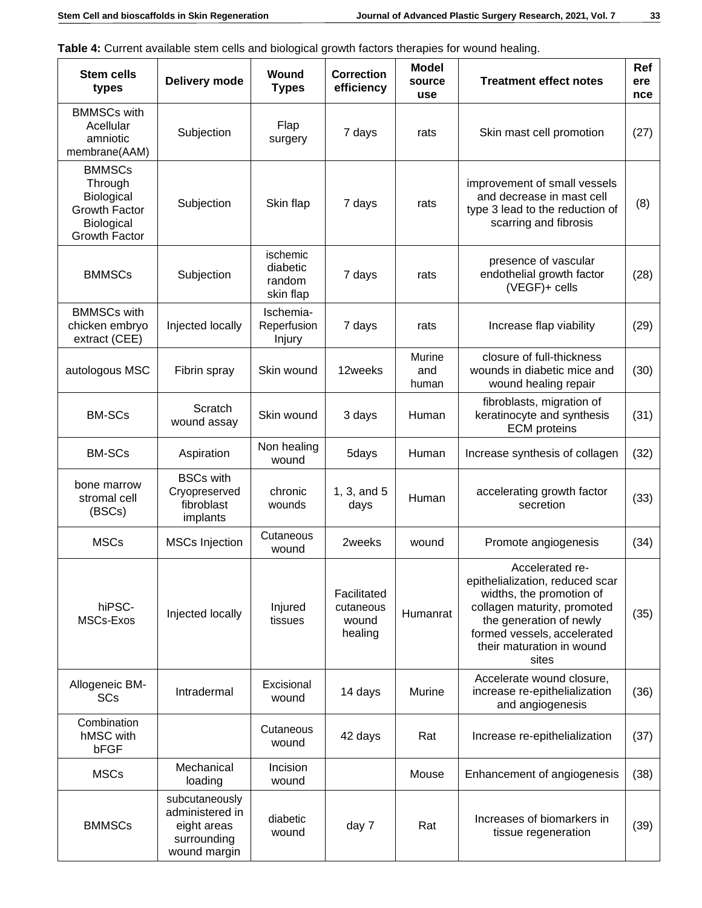**Table 4:** Current available stem cells and biological growth factors therapies for wound healing.

| Stem cells types | Delivery mode | Wound Types | Correction efficiency | Model source use | Treatment effect notes | Reference |
|---|---|---|---|---|---|---|
| BMMSCs with Acellular amniotic membrane(AAM) | Subjection | Flap surgery | 7 days | rats | Skin mast cell promotion | (27) |
| BMMSCs Through Biological Growth Factor Biological Growth Factor | Subjection | Skin flap | 7 days | rats | improvement of small vessels and decrease in mast cell type 3 lead to the reduction of scarring and fibrosis | (8) |
| BMMSCs | Subjection | ischemic diabetic random skin flap | 7 days | rats | presence of vascular endothelial growth factor (VEGF)+ cells | (28) |
| BMMSCs with chicken embryo extract (CEE) | Injected locally | Ischemia-Reperfusion Injury | 7 days | rats | Increase flap viability | (29) |
| autologous MSC | Fibrin spray | Skin wound | 12weeks | Murine and human | closure of full-thickness wounds in diabetic mice and wound healing repair | (30) |
| BM-SCs | Scratch wound assay | Skin wound | 3 days | Human | fibroblasts, migration of keratinocyte and synthesis ECM proteins | (31) |
| BM-SCs | Aspiration | Non healing wound | 5days | Human | Increase synthesis of collagen | (32) |
| bone marrow stromal cell (BSCs) | BSCs with Cryopreserved fibroblast implants | chronic wounds | 1, 3, and 5 days | Human | accelerating growth factor secretion | (33) |
| MSCs | MSCs Injection | Cutaneous wound | 2weeks | wound | Promote angiogenesis | (34) |
| hiPSC-MSCs-Exos | Injected locally | Injured tissues | Facilitated cutaneous wound healing | Humanrat | Accelerated re-epithelialization, reduced scar widths, the promotion of collagen maturity, promoted the generation of newly formed vessels, accelerated their maturation in wound sites | (35) |
| Allogeneic BM-SCs | Intradermal | Excisional wound | 14 days | Murine | Accelerate wound closure, increase re-epithelialization and angiogenesis | (36) |
| Combination hMSC with bFGF | | Cutaneous wound | 42 days | Rat | Increase re-epithelialization | (37) |
| MSCs | Mechanical loading | Incision wound | | Mouse | Enhancement of angiogenesis | (38) |
| BMMSCs | subcutaneously administered in eight areas surrounding wound margin | diabetic wound | day 7 | Rat | Increases of biomarkers in tissue regeneration | (39) |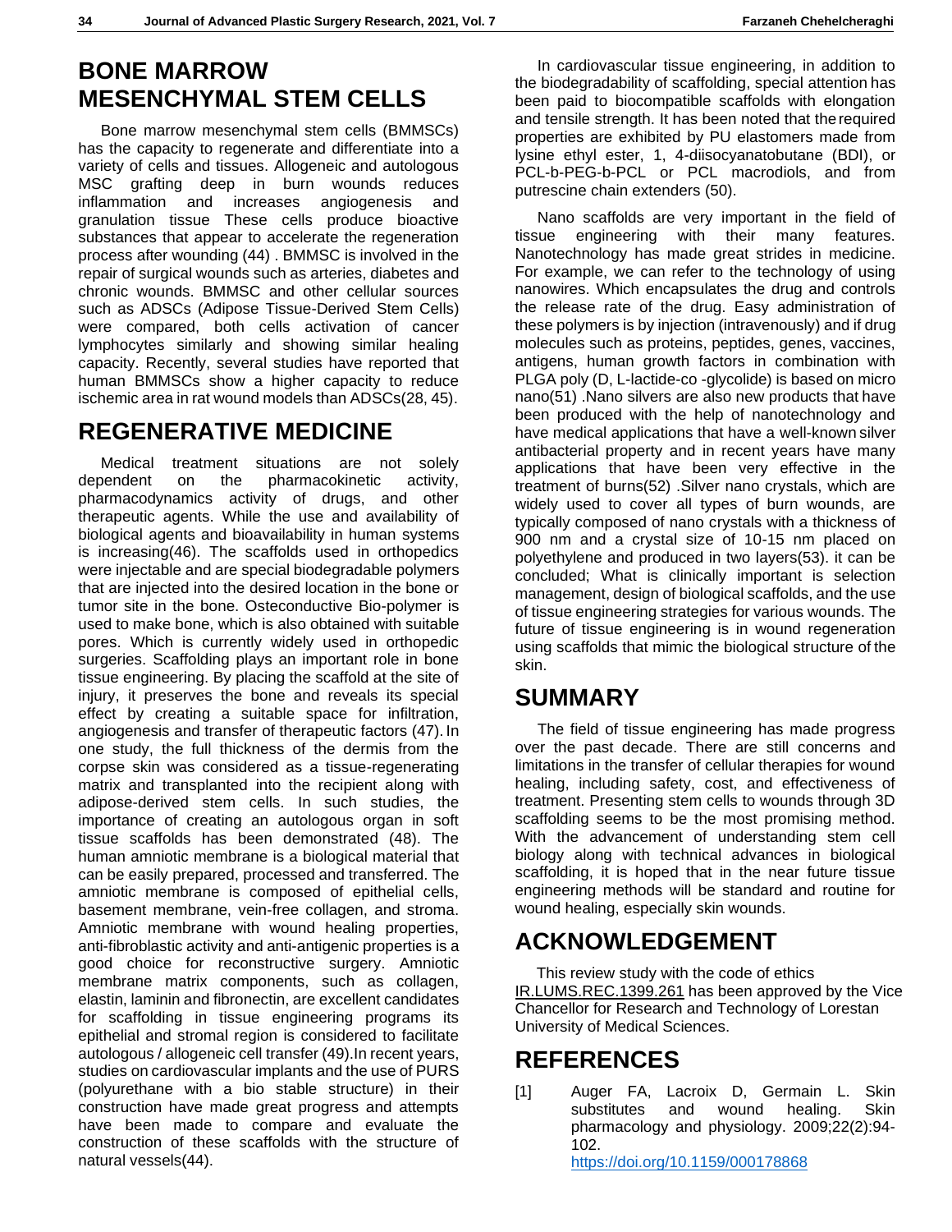## BONE MARROW MESENCHYMAL STEM CELLS

Bone marrow mesenchymal stem cells (BMMSCs) has the capacity to regenerate and differentiate into a variety of cells and tissues. Allogeneic and autologous MSC grafting deep in burn wounds reduces inflammation and increases angiogenesis and granulation tissue These cells produce bioactive substances that appear to accelerate the regeneration process after wounding (44) . BMMSC is involved in the repair of surgical wounds such as arteries, diabetes and chronic wounds. BMMSC and other cellular sources such as ADSCs (Adipose Tissue-Derived Stem Cells) were compared, both cells activation of cancer lymphocytes similarly and showing similar healing capacity. Recently, several studies have reported that human BMMSCs show a higher capacity to reduce ischemic area in rat wound models than ADSCs(28, 45).

## REGENERATIVE MEDICINE

Medical treatment situations are not solely dependent on the pharmacokinetic activity, pharmacodynamics activity of drugs, and other therapeutic agents. While the use and availability of biological agents and bioavailability in human systems is increasing(46). The scaffolds used in orthopedics were injectable and are special biodegradable polymers that are injected into the desired location in the bone or tumor site in the bone. Osteconductive Bio-polymer is used to make bone, which is also obtained with suitable pores. Which is currently widely used in orthopedic surgeries. Scaffolding plays an important role in bone tissue engineering. By placing the scaffold at the site of injury, it preserves the bone and reveals its special effect by creating a suitable space for infiltration, angiogenesis and transfer of therapeutic factors (47). In one study, the full thickness of the dermis from the corpse skin was considered as a tissue-regenerating matrix and transplanted into the recipient along with adipose-derived stem cells. In such studies, the importance of creating an autologous organ in soft tissue scaffolds has been demonstrated (48). The human amniotic membrane is a biological material that can be easily prepared, processed and transferred. The amniotic membrane is composed of epithelial cells, basement membrane, vein-free collagen, and stroma. Amniotic membrane with wound healing properties, anti-fibroblastic activity and anti-antigenic properties is a good choice for reconstructive surgery. Amniotic membrane matrix components, such as collagen, elastin, laminin and fibronectin, are excellent candidates for scaffolding in tissue engineering programs its epithelial and stromal region is considered to facilitate autologous / allogeneic cell transfer (49).In recent years, studies on cardiovascular implants and the use of PURS (polyurethane with a bio stable structure) in their construction have made great progress and attempts have been made to compare and evaluate the construction of these scaffolds with the structure of natural vessels(44).

In cardiovascular tissue engineering, in addition to the biodegradability of scaffolding, special attention has been paid to biocompatible scaffolds with elongation and tensile strength. It has been noted that the required properties are exhibited by PU elastomers made from lysine ethyl ester, 1, 4-diisocyanatobutane (BDI), or PCL-b-PEG-b-PCL or PCL macrodiols, and from putrescine chain extenders (50).

Nano scaffolds are very important in the field of tissue engineering with their many features. Nanotechnology has made great strides in medicine. For example, we can refer to the technology of using nanowires. Which encapsulates the drug and controls the release rate of the drug. Easy administration of these polymers is by injection (intravenously) and if drug molecules such as proteins, peptides, genes, vaccines, antigens, human growth factors in combination with PLGA poly (D, L-lactide-co -glycolide) is based on micro nano(51) .Nano silvers are also new products that have been produced with the help of nanotechnology and have medical applications that have a well-known silver antibacterial property and in recent years have many applications that have been very effective in the treatment of burns(52) .Silver nano crystals, which are widely used to cover all types of burn wounds, are typically composed of nano crystals with a thickness of 900 nm and a crystal size of 10-15 nm placed on polyethylene and produced in two layers(53). it can be concluded; What is clinically important is selection management, design of biological scaffolds, and the use of tissue engineering strategies for various wounds. The future of tissue engineering is in wound regeneration using scaffolds that mimic the biological structure of the skin.

## SUMMARY

The field of tissue engineering has made progress over the past decade. There are still concerns and limitations in the transfer of cellular therapies for wound healing, including safety, cost, and effectiveness of treatment. Presenting stem cells to wounds through 3D scaffolding seems to be the most promising method. With the advancement of understanding stem cell biology along with technical advances in biological scaffolding, it is hoped that in the near future tissue engineering methods will be standard and routine for wound healing, especially skin wounds.

## ACKNOWLEDGEMENT

This review study with the code of ethics IR.LUMS.REC.1399.261 has been approved by the Vice Chancellor for Research and Technology of Lorestan University of Medical Sciences.

## REFERENCES

[1] Auger FA, Lacroix D, Germain L. Skin substitutes and wound healing. Skin pharmacology and physiology. 2009;22(2):94-102. https://doi.org/10.1159/000178868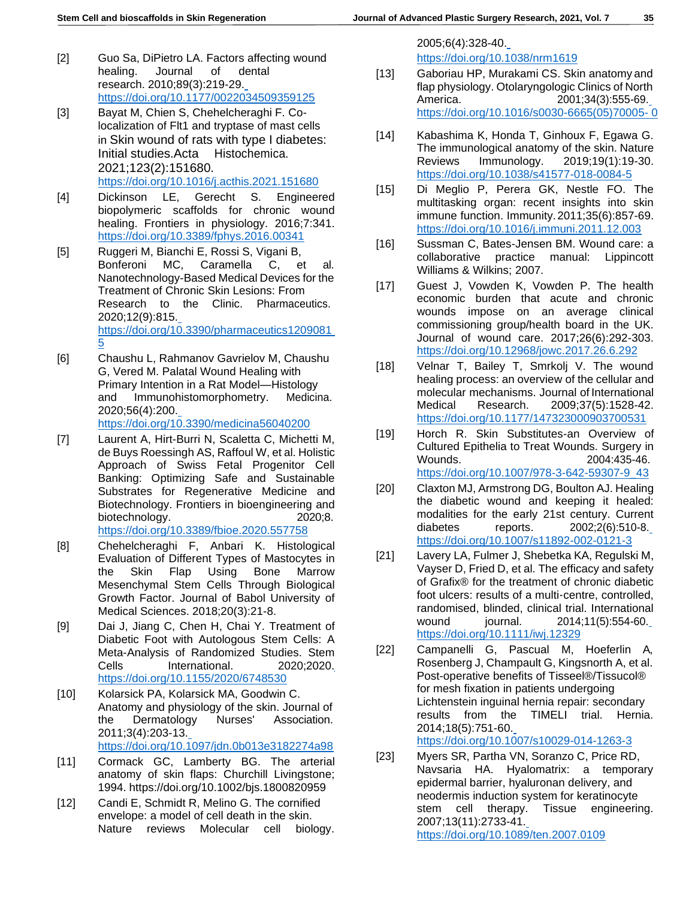[2] Guo Sa, DiPietro LA. Factors affecting wound healing. Journal of dental research. 2010;89(3):219-29. https://doi.org/10.1177/0022034509359125

[3] Bayat M, Chien S, Chehelcheraghi F. Co-localization of Flt1 and tryptase of mast cells in Skin wound of rats with type I diabetes: Initial studies.Acta Histochemica. 2021;123(2):151680. https://doi.org/10.1016/j.acthis.2021.151680

[4] Dickinson LE, Gerecht S. Engineered biopolymeric scaffolds for chronic wound healing. Frontiers in physiology. 2016;7:341. https://doi.org/10.3389/fphys.2016.00341

[5] Ruggeri M, Bianchi E, Rossi S, Vigani B, Bonferoni MC, Caramella C, et al. Nanotechnology-Based Medical Devices for the Treatment of Chronic Skin Lesions: From Research to the Clinic. Pharmaceutics. 2020;12(9):815. https://doi.org/10.3390/pharmaceutics12090815

[6] Chaushu L, Rahmanov Gavrielov M, Chaushu G, Vered M. Palatal Wound Healing with Primary Intention in a Rat Model—Histology and Immunohistomorphometry. Medicina. 2020;56(4):200. https://doi.org/10.3390/medicina56040200

[7] Laurent A, Hirt-Burri N, Scaletta C, Michetti M, de Buys Roessingh AS, Raffoul W, et al. Holistic Approach of Swiss Fetal Progenitor Cell Banking: Optimizing Safe and Sustainable Substrates for Regenerative Medicine and Biotechnology. Frontiers in bioengineering and biotechnology. 2020;8. https://doi.org/10.3389/fbioe.2020.557758

[8] Chehelcheraghi F, Anbari K. Histological Evaluation of Different Types of Mastocytes in the Skin Flap Using Bone Marrow Mesenchymal Stem Cells Through Biological Growth Factor. Journal of Babol University of Medical Sciences. 2018;20(3):21-8.

[9] Dai J, Jiang C, Chen H, Chai Y. Treatment of Diabetic Foot with Autologous Stem Cells: A Meta-Analysis of Randomized Studies. Stem Cells International. 2020;2020. https://doi.org/10.1155/2020/6748530

[10] Kolarsick PA, Kolarsick MA, Goodwin C. Anatomy and physiology of the skin. Journal of the Dermatology Nurses' Association. 2011;3(4):203-13. https://doi.org/10.1097/jdn.0b013e3182274a98

[11] Cormack GC, Lamberty BG. The arterial anatomy of skin flaps: Churchill Livingstone; 1994. https://doi.org/10.1002/bjs.1800820959

[12] Candi E, Schmidt R, Melino G. The cornified envelope: a model of cell death in the skin. Nature reviews Molecular cell biology. 2005;6(4):328-40. https://doi.org/10.1038/nrm1619

[13] Gaboriau HP, Murakami CS. Skin anatomy and flap physiology. Otolaryngologic Clinics of North America. 2001;34(3):555-69. https://doi.org/10.1016/s0030-6665(05)70005-0

[14] Kabashima K, Honda T, Ginhoux F, Egawa G. The immunological anatomy of the skin. Nature Reviews Immunology. 2019;19(1):19-30. https://doi.org/10.1038/s41577-018-0084-5

[15] Di Meglio P, Perera GK, Nestle FO. The multitasking organ: recent insights into skin immune function. Immunity. 2011;35(6):857-69. https://doi.org/10.1016/j.immuni.2011.12.003

[16] Sussman C, Bates-Jensen BM. Wound care: a collaborative practice manual: Lippincott Williams & Wilkins; 2007.

[17] Guest J, Vowden K, Vowden P. The health economic burden that acute and chronic wounds impose on an average clinical commissioning group/health board in the UK. Journal of wound care. 2017;26(6):292-303. https://doi.org/10.12968/jowc.2017.26.6.292

[18] Velnar T, Bailey T, Smrkolj V. The wound healing process: an overview of the cellular and molecular mechanisms. Journal of International Medical Research. 2009;37(5):1528-42. https://doi.org/10.1177/147323000903700531

[19] Horch R. Skin Substitutes-an Overview of Cultured Epithelia to Treat Wounds. Surgery in Wounds. 2004:435-46. https://doi.org/10.1007/978-3-642-59307-9_43

[20] Claxton MJ, Armstrong DG, Boulton AJ. Healing the diabetic wound and keeping it healed: modalities for the early 21st century. Current diabetes reports. 2002;2(6):510-8. https://doi.org/10.1007/s11892-002-0121-3

[21] Lavery LA, Fulmer J, Shebetka KA, Regulski M, Vayser D, Fried D, et al. The efficacy and safety of Grafix® for the treatment of chronic diabetic foot ulcers: results of a multi-centre, controlled, randomised, blinded, clinical trial. International wound journal. 2014;11(5):554-60. https://doi.org/10.1111/iwj.12329

[22] Campanelli G, Pascual M, Hoeferlin A, Rosenberg J, Champault G, Kingsnorth A, et al. Post-operative benefits of Tisseel®/Tissucol® for mesh fixation in patients undergoing Lichtenstein inguinal hernia repair: secondary results from the TIMELI trial. Hernia. 2014;18(5):751-60. https://doi.org/10.1007/s10029-014-1263-3

[23] Myers SR, Partha VN, Soranzo C, Price RD, Navsaria HA. Hyalomatrix: a temporary epidermal barrier, hyaluronan delivery, and neodermis induction system for keratinocyte stem cell therapy. Tissue engineering. 2007;13(11):2733-41. https://doi.org/10.1089/ten.2007.0109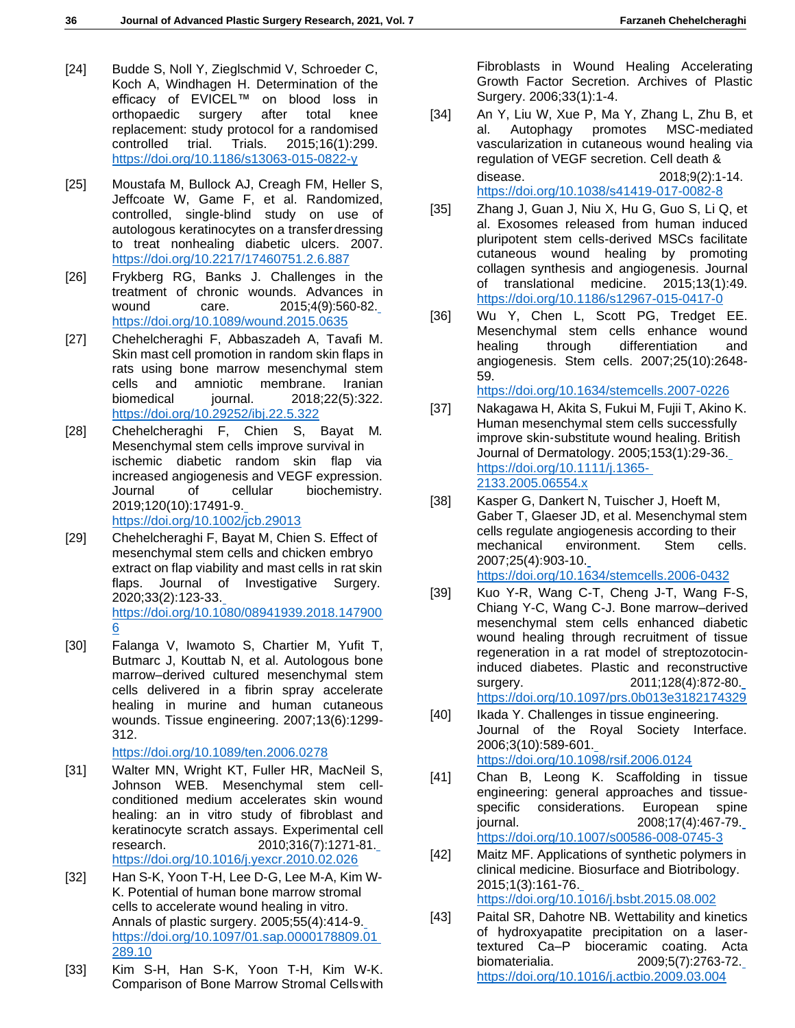[24] Budde S, Noll Y, Zieglschmid V, Schroeder C, Koch A, Windhagen H. Determination of the efficacy of EVICEL™ on blood loss in orthopaedic surgery after total knee replacement: study protocol for a randomised controlled trial. Trials. 2015;16(1):299. https://doi.org/10.1186/s13063-015-0822-y

[25] Moustafa M, Bullock AJ, Creagh FM, Heller S, Jeffcoate W, Game F, et al. Randomized, controlled, single-blind study on use of autologous keratinocytes on a transfer dressing to treat nonhealing diabetic ulcers. 2007. https://doi.org/10.2217/17460751.2.6.887

[26] Frykberg RG, Banks J. Challenges in the treatment of chronic wounds. Advances in wound care. 2015;4(9):560-82. https://doi.org/10.1089/wound.2015.0635

[27] Chehelcheraghi F, Abbaszadeh A, Tavafi M. Skin mast cell promotion in random skin flaps in rats using bone marrow mesenchymal stem cells and amniotic membrane. Iranian biomedical journal. 2018;22(5):322. https://doi.org/10.29252/ibj.22.5.322

[28] Chehelcheraghi F, Chien S, Bayat M. Mesenchymal stem cells improve survival in ischemic diabetic random skin flap via increased angiogenesis and VEGF expression. Journal of cellular biochemistry. 2019;120(10):17491-9. https://doi.org/10.1002/jcb.29013

[29] Chehelcheraghi F, Bayat M, Chien S. Effect of mesenchymal stem cells and chicken embryo extract on flap viability and mast cells in rat skin flaps. Journal of Investigative Surgery. 2020;33(2):123-33. https://doi.org/10.1080/08941939.2018.1479006

[30] Falanga V, Iwamoto S, Chartier M, Yufit T, Butmarc J, Kouttab N, et al. Autologous bone marrow–derived cultured mesenchymal stem cells delivered in a fibrin spray accelerate healing in murine and human cutaneous wounds. Tissue engineering. 2007;13(6):1299-312. https://doi.org/10.1089/ten.2006.0278

[31] Walter MN, Wright KT, Fuller HR, MacNeil S, Johnson WEB. Mesenchymal stem cell-conditioned medium accelerates skin wound healing: an in vitro study of fibroblast and keratinocyte scratch assays. Experimental cell research. 2010;316(7):1271-81. https://doi.org/10.1016/j.yexcr.2010.02.026

[32] Han S-K, Yoon T-H, Lee D-G, Lee M-A, Kim W-K. Potential of human bone marrow stromal cells to accelerate wound healing in vitro. Annals of plastic surgery. 2005;55(4):414-9. https://doi.org/10.1097/01.sap.0000178809.01289.10

[33] Kim S-H, Han S-K, Yoon T-H, Kim W-K. Comparison of Bone Marrow Stromal Cells with Fibroblasts in Wound Healing Accelerating Growth Factor Secretion. Archives of Plastic Surgery. 2006;33(1):1-4.

[34] An Y, Liu W, Xue P, Ma Y, Zhang L, Zhu B, et al. Autophagy promotes MSC-mediated vascularization in cutaneous wound healing via regulation of VEGF secretion. Cell death & disease. 2018;9(2):1-14. https://doi.org/10.1038/s41419-017-0082-8

[35] Zhang J, Guan J, Niu X, Hu G, Guo S, Li Q, et al. Exosomes released from human induced pluripotent stem cells-derived MSCs facilitate cutaneous wound healing by promoting collagen synthesis and angiogenesis. Journal of translational medicine. 2015;13(1):49. https://doi.org/10.1186/s12967-015-0417-0

[36] Wu Y, Chen L, Scott PG, Tredget EE. Mesenchymal stem cells enhance wound healing through differentiation and angiogenesis. Stem cells. 2007;25(10):2648-59. https://doi.org/10.1634/stemcells.2007-0226

[37] Nakagawa H, Akita S, Fukui M, Fujii T, Akino K. Human mesenchymal stem cells successfully improve skin-substitute wound healing. British Journal of Dermatology. 2005;153(1):29-36. https://doi.org/10.1111/j.1365-2133.2005.06554.x

[38] Kasper G, Dankert N, Tuischer J, Hoeft M, Gaber T, Glaeser JD, et al. Mesenchymal stem cells regulate angiogenesis according to their mechanical environment. Stem cells. 2007;25(4):903-10. https://doi.org/10.1634/stemcells.2006-0432

[39] Kuo Y-R, Wang C-T, Cheng J-T, Wang F-S, Chiang Y-C, Wang C-J. Bone marrow–derived mesenchymal stem cells enhanced diabetic wound healing through recruitment of tissue regeneration in a rat model of streptozotocin-induced diabetes. Plastic and reconstructive surgery. 2011;128(4):872-80. https://doi.org/10.1097/prs.0b013e3182174329

[40] Ikada Y. Challenges in tissue engineering. Journal of the Royal Society Interface. 2006;3(10):589-601. https://doi.org/10.1098/rsif.2006.0124

[41] Chan B, Leong K. Scaffolding in tissue engineering: general approaches and tissue-specific considerations. European spine journal. 2008;17(4):467-79. https://doi.org/10.1007/s00586-008-0745-3

[42] Maitz MF. Applications of synthetic polymers in clinical medicine. Biosurface and Biotribology. 2015;1(3):161-76. https://doi.org/10.1016/j.bsbt.2015.08.002

[43] Paital SR, Dahotre NB. Wettability and kinetics of hydroxyapatite precipitation on a laser-textured Ca–P bioceramic coating. Acta biomaterialia. 2009;5(7):2763-72. https://doi.org/10.1016/j.actbio.2009.03.004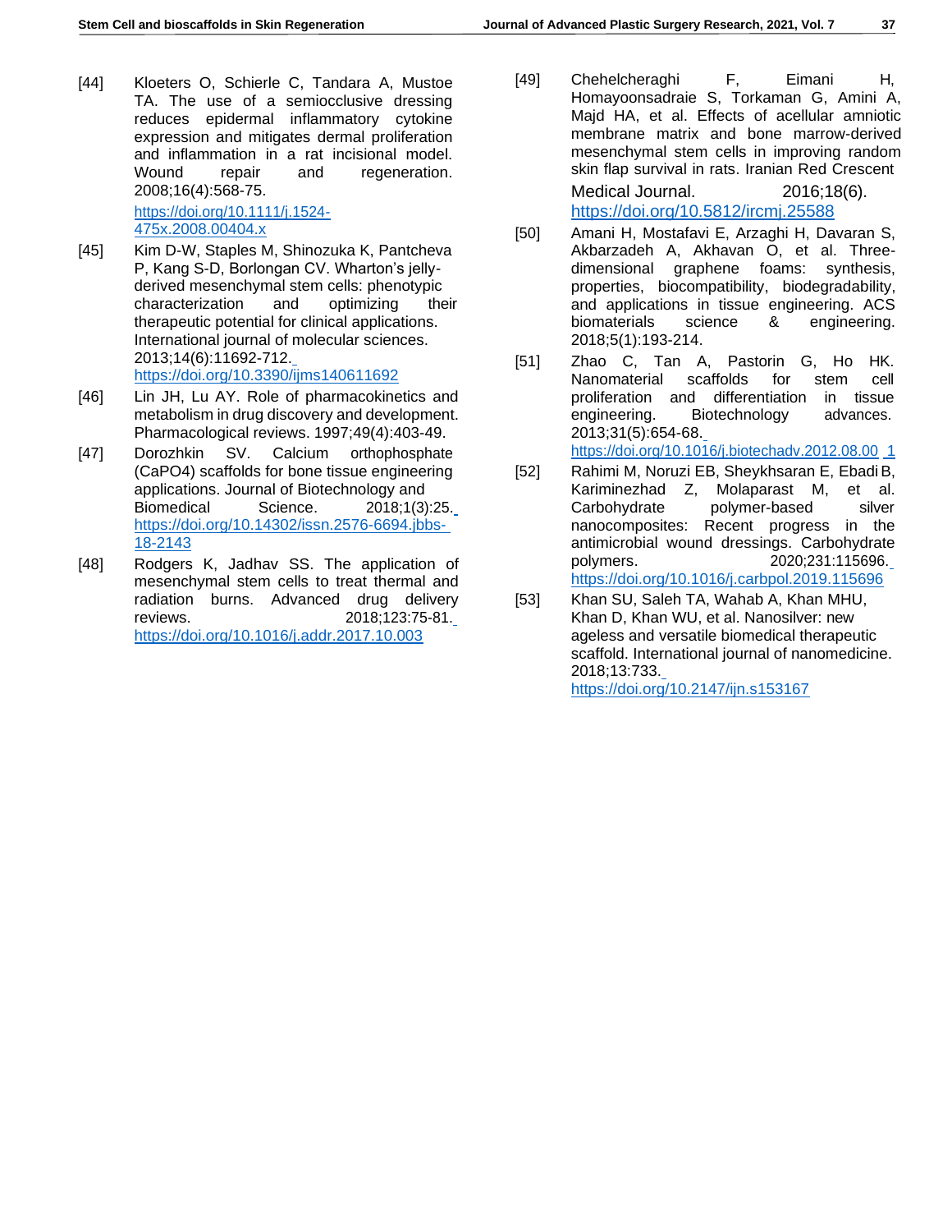[44] Kloeters O, Schierle C, Tandara A, Mustoe TA. The use of a semiocclusive dressing reduces epidermal inflammatory cytokine expression and mitigates dermal proliferation and inflammation in a rat incisional model. Wound repair and regeneration. 2008;16(4):568-75. https://doi.org/10.1111/j.1524-475x.2008.00404.x

[45] Kim D-W, Staples M, Shinozuka K, Pantcheva P, Kang S-D, Borlongan CV. Wharton's jelly-derived mesenchymal stem cells: phenotypic characterization and optimizing their therapeutic potential for clinical applications. International journal of molecular sciences. 2013;14(6):11692-712. https://doi.org/10.3390/ijms140611692

[46] Lin JH, Lu AY. Role of pharmacokinetics and metabolism in drug discovery and development. Pharmacological reviews. 1997;49(4):403-49.

[47] Dorozhkin SV. Calcium orthophosphate (CaPO4) scaffolds for bone tissue engineering applications. Journal of Biotechnology and Biomedical Science. 2018;1(3):25. https://doi.org/10.14302/issn.2576-6694.jbbs-18-2143

[48] Rodgers K, Jadhav SS. The application of mesenchymal stem cells to treat thermal and radiation burns. Advanced drug delivery reviews. 2018;123:75-81. https://doi.org/10.1016/j.addr.2017.10.003

[49] Chehelcheraghi F, Eimani H, Homayoonsadraie S, Torkaman G, Amini A, Majd HA, et al. Effects of acellular amniotic membrane matrix and bone marrow-derived mesenchymal stem cells in improving random skin flap survival in rats. Iranian Red Crescent Medical Journal. 2016;18(6). https://doi.org/10.5812/ircmj.25588

[50] Amani H, Mostafavi E, Arzaghi H, Davaran S, Akbarzadeh A, Akhavan O, et al. Three-dimensional graphene foams: synthesis, properties, biocompatibility, biodegradability, and applications in tissue engineering. ACS biomaterials science & engineering. 2018;5(1):193-214.

[51] Zhao C, Tan A, Pastorin G, Ho HK. Nanomaterial scaffolds for stem cell proliferation and differentiation in tissue engineering. Biotechnology advances. 2013;31(5):654-68. https://doi.org/10.1016/j.biotechadv.2012.08.001

[52] Rahimi M, Noruzi EB, Sheykhsaran E, Ebadi B, Kariminezhad Z, Molaparast M, et al. Carbohydrate polymer-based silver nanocomposites: Recent progress in the antimicrobial wound dressings. Carbohydrate polymers. 2020;231:115696. https://doi.org/10.1016/j.carbpol.2019.115696

[53] Khan SU, Saleh TA, Wahab A, Khan MHU, Khan D, Khan WU, et al. Nanosilver: new ageless and versatile biomedical therapeutic scaffold. International journal of nanomedicine. 2018;13:733. https://doi.org/10.2147/ijn.s153167